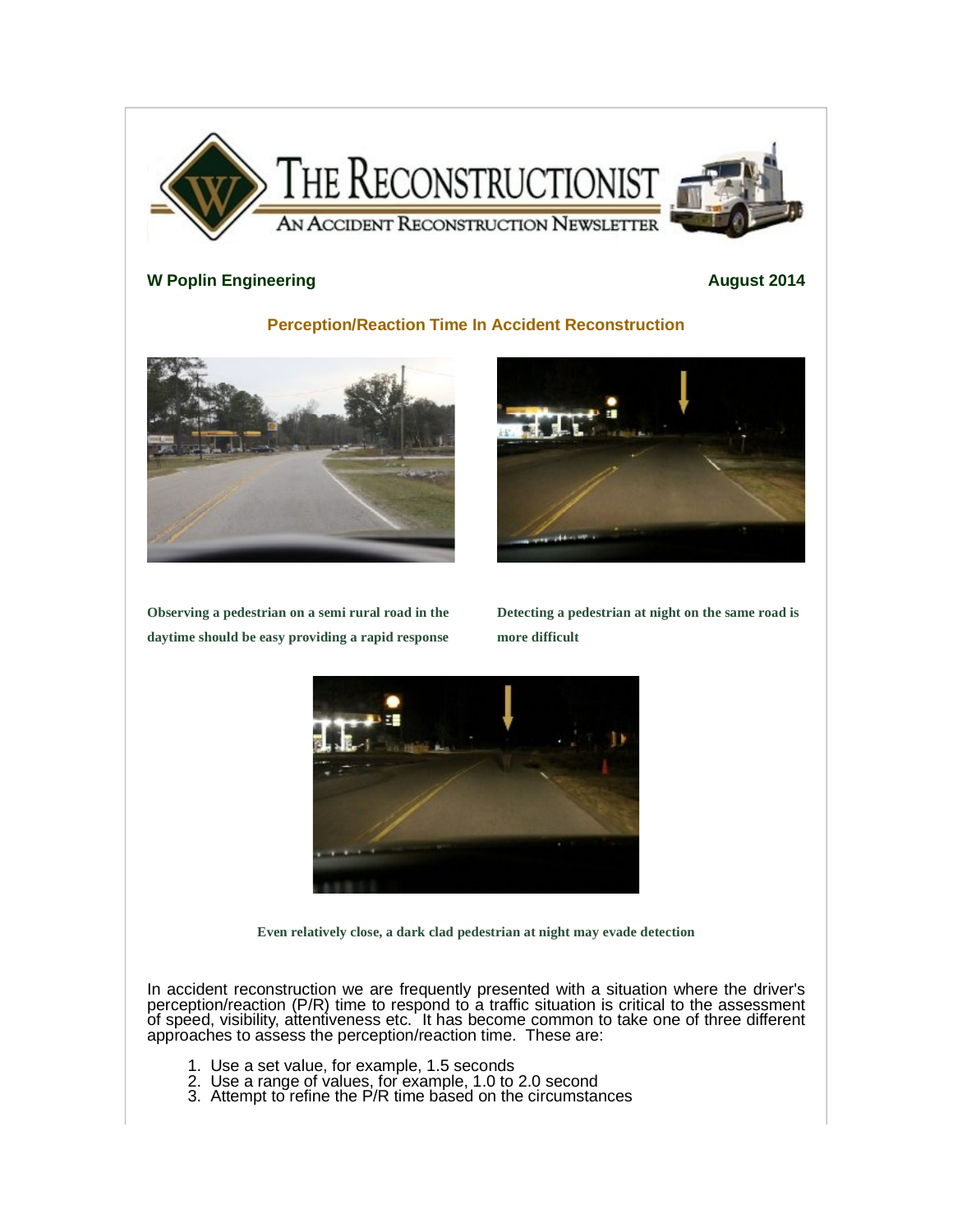# THE RECONSTRUCTIONIST

AN ACCIDENT RECONSTRUCTION NEWSLETTER

**W Poplin Engineering** **August 2014**

## Perception/Reaction Time In Accident Reconstruction

**Observing a pedestrian on a semi rural road in the daytime should be easy providing a rapid response**

**Detecting a pedestrian at night on the same road is more difficult**

**Even relatively close, a dark clad pedestrian at night may evade detection**

In accident reconstruction we are frequently presented with a situation where the driver's perception/reaction (P/R) time to respond to a traffic situation is critical to the assessment of speed, visibility, attentiveness etc. It has become common to take one of three different approaches to assess the perception/reaction time. These are:

1. Use a set value, for example, 1.5 seconds
2. Use a range of values, for example, 1.0 to 2.0 second
3. Attempt to refine the P/R time based on the circumstances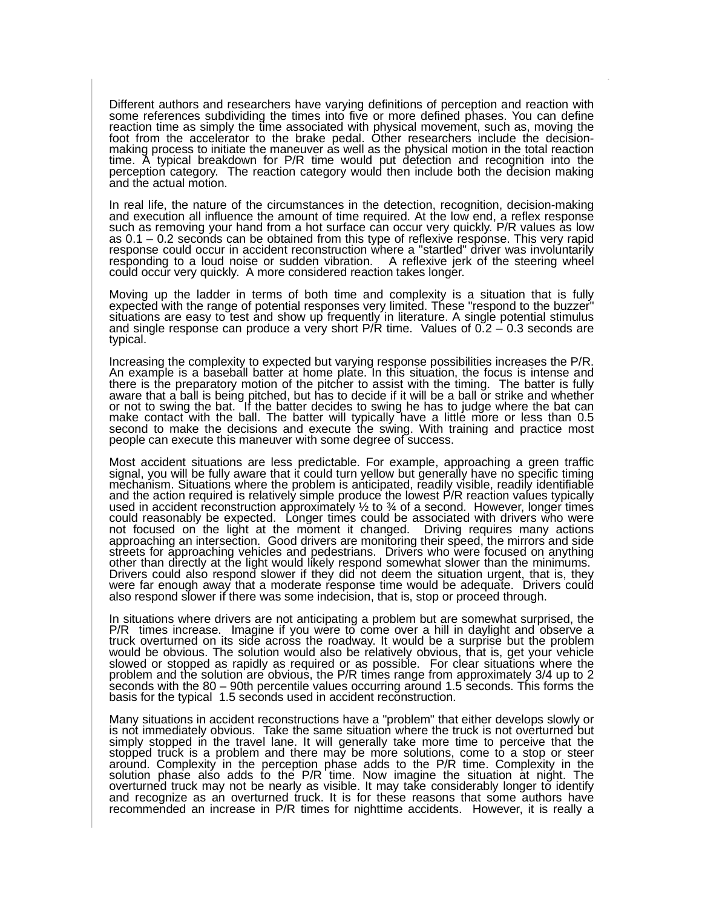Different authors and researchers have varying definitions of perception and reaction with some references subdividing the times into five or more defined phases. You can define reaction time as simply the time associated with physical movement, such as, moving the foot from the accelerator to the brake pedal. Other researchers include the decision-making process to initiate the maneuver as well as the physical motion in the total reaction time. A typical breakdown for P/R time would put detection and recognition into the perception category. The reaction category would then include both the decision making and the actual motion.

In real life, the nature of the circumstances in the detection, recognition, decision-making and execution all influence the amount of time required. At the low end, a reflex response such as removing your hand from a hot surface can occur very quickly. P/R values as low as 0.1 – 0.2 seconds can be obtained from this type of reflexive response. This very rapid response could occur in accident reconstruction where a "startled" driver was involuntarily responding to a loud noise or sudden vibration. A reflexive jerk of the steering wheel could occur very quickly. A more considered reaction takes longer.

Moving up the ladder in terms of both time and complexity is a situation that is fully expected with the range of potential responses very limited. These "respond to the buzzer" situations are easy to test and show up frequently in literature. A single potential stimulus and single response can produce a very short P/R time. Values of 0.2 – 0.3 seconds are typical.

Increasing the complexity to expected but varying response possibilities increases the P/R. An example is a baseball batter at home plate. In this situation, the focus is intense and there is the preparatory motion of the pitcher to assist with the timing. The batter is fully aware that a ball is being pitched, but has to decide if it will be a ball or strike and whether or not to swing the bat. If the batter decides to swing he has to judge where the bat can make contact with the ball. The batter will typically have a little more or less than 0.5 second to make the decisions and execute the swing. With training and practice most people can execute this maneuver with some degree of success.

Most accident situations are less predictable. For example, approaching a green traffic signal, you will be fully aware that it could turn yellow but generally have no specific timing mechanism. Situations where the problem is anticipated, readily visible, readily identifiable and the action required is relatively simple produce the lowest P/R reaction values typically used in accident reconstruction approximately ½ to ¾ of a second. However, longer times could reasonably be expected. Longer times could be associated with drivers who were not focused on the light at the moment it changed. Driving requires many actions approaching an intersection. Good drivers are monitoring their speed, the mirrors and side streets for approaching vehicles and pedestrians. Drivers who were focused on anything other than directly at the light would likely respond somewhat slower than the minimums. Drivers could also respond slower if they did not deem the situation urgent, that is, they were far enough away that a moderate response time would be adequate. Drivers could also respond slower if there was some indecision, that is, stop or proceed through.

In situations where drivers are not anticipating a problem but are somewhat surprised, the P/R times increase. Imagine if you were to come over a hill in daylight and observe a truck overturned on its side across the roadway. It would be a surprise but the problem would be obvious. The solution would also be relatively obvious, that is, get your vehicle slowed or stopped as rapidly as required or as possible. For clear situations where the problem and the solution are obvious, the P/R times range from approximately 3/4 up to 2 seconds with the 80 – 90th percentile values occurring around 1.5 seconds. This forms the basis for the typical 1.5 seconds used in accident reconstruction.

Many situations in accident reconstructions have a "problem" that either develops slowly or is not immediately obvious. Take the same situation where the truck is not overturned but simply stopped in the travel lane. It will generally take more time to perceive that the stopped truck is a problem and there may be more solutions, come to a stop or steer around. Complexity in the perception phase adds to the P/R time. Complexity in the solution phase also adds to the P/R time. Now imagine the situation at night. The overturned truck may not be nearly as visible. It may take considerably longer to identify and recognize as an overturned truck. It is for these reasons that some authors have recommended an increase in P/R times for nighttime accidents. However, it is really a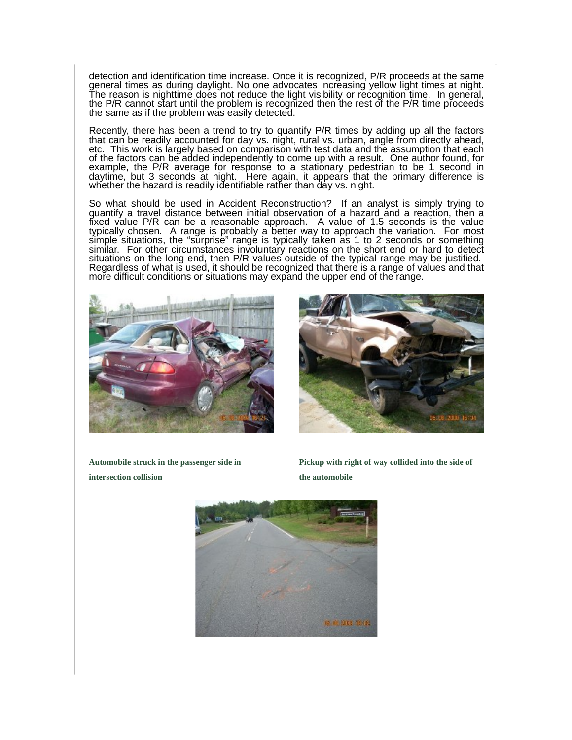detection and identification time increase. Once it is recognized, P/R proceeds at the same general times as during daylight. No one advocates increasing yellow light times at night. The reason is nighttime does not reduce the light visibility or recognition time. In general, the P/R cannot start until the problem is recognized then the rest of the P/R time proceeds the same as if the problem was easily detected.

Recently, there has been a trend to try to quantify P/R times by adding up all the factors that can be readily accounted for day vs. night, rural vs. urban, angle from directly ahead, etc. This work is largely based on comparison with test data and the assumption that each of the factors can be added independently to come up with a result. One author found, for example, the P/R average for response to a stationary pedestrian to be 1 second in daytime, but 3 seconds at night. Here again, it appears that the primary difference is whether the hazard is readily identifiable rather than day vs. night.

So what should be used in Accident Reconstruction? If an analyst is simply trying to quantify a travel distance between initial observation of a hazard and a reaction, then a fixed value P/R can be a reasonable approach. A value of 1.5 seconds is the value typically chosen. A range is probably a better way to approach the variation. For most simple situations, the "surprise" range is typically taken as 1 to 2 seconds or something similar. For other circumstances involuntary reactions on the short end or hard to detect situations on the long end, then P/R values outside of the typical range may be justified. Regardless of what is used, it should be recognized that there is a range of values and that more difficult conditions or situations may expand the upper end of the range.

**Automobile struck in the passenger side in intersection collision**

**Pickup with right of way collided into the side of the automobile**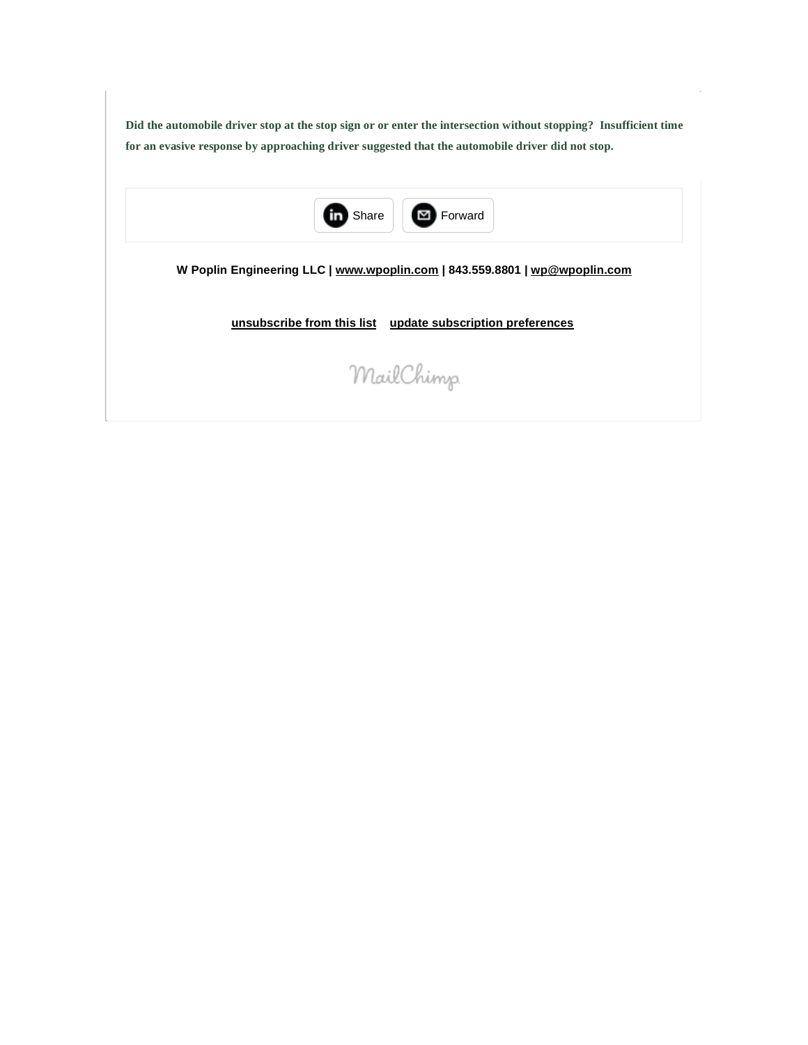**Did the automobile driver stop at the stop sign or or enter the intersection without stopping?  Insufficient time for an evasive response by approaching driver suggested that the automobile driver did not stop.**

Share   Forward

**W Poplin Engineering LLC | www.wpoplin.com | 843.559.8801 | wp@wpoplin.com**

**unsubscribe from this list**   **update subscription preferences**

MailChimp